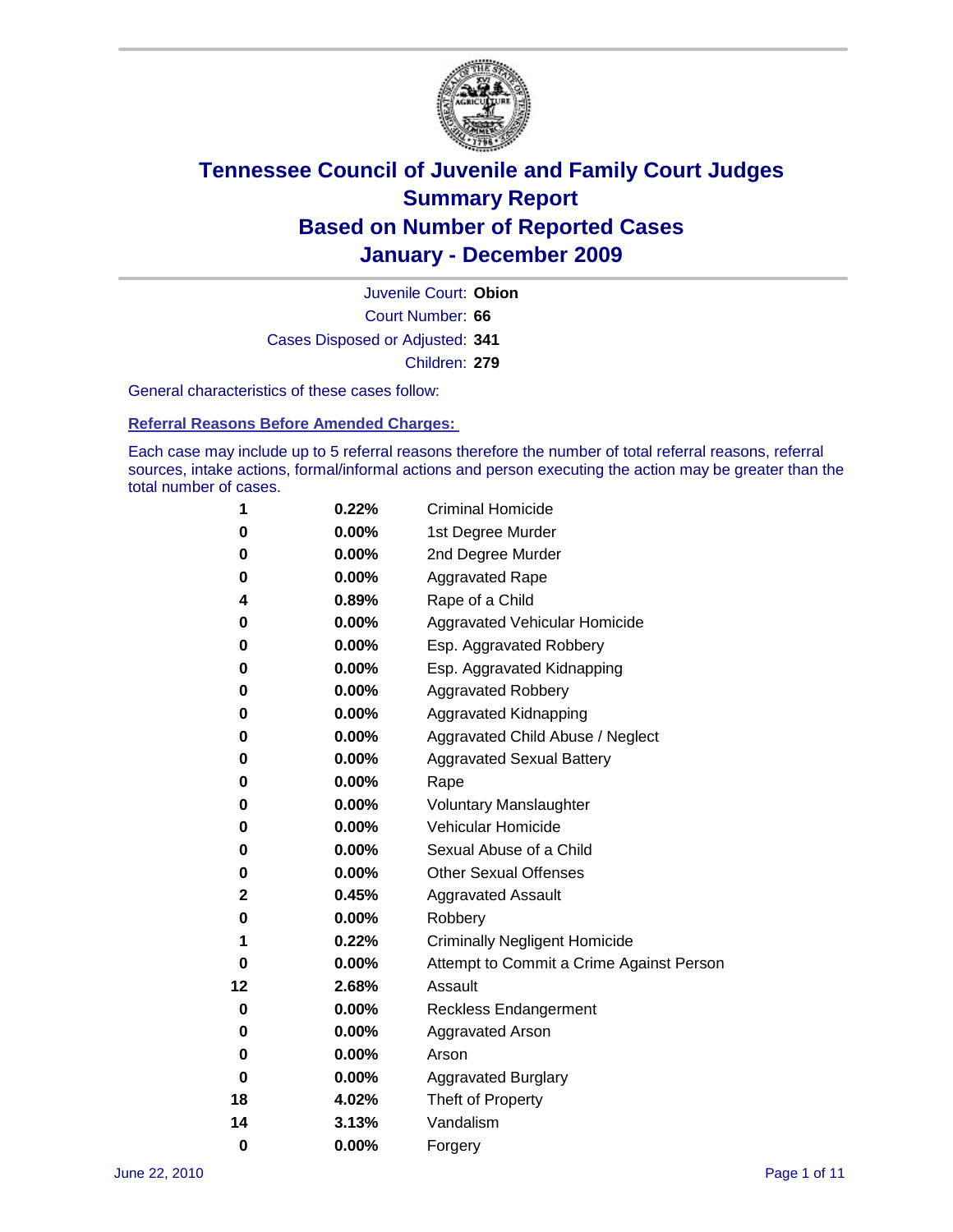# Tennessee Council of Juvenile and Family Court Judges
## Summary Report
## Based on Number of Reported Cases
## January - December 2009

Juvenile Court: **Obion**

Court Number: **66**

Cases Disposed or Adjusted: **341**

Children: **279**

General characteristics of these cases follow:

### Referral Reasons Before Amended Charges:

Each case may include up to 5 referral reasons therefore the number of total referral reasons, referral sources, intake actions, formal/informal actions and person executing the action may be greater than the total number of cases.

| Count | Percent | Reason |
|---|---|---|
| 1 | 0.22% | Criminal Homicide |
| 0 | 0.00% | 1st Degree Murder |
| 0 | 0.00% | 2nd Degree Murder |
| 0 | 0.00% | Aggravated Rape |
| 4 | 0.89% | Rape of a Child |
| 0 | 0.00% | Aggravated Vehicular Homicide |
| 0 | 0.00% | Esp. Aggravated Robbery |
| 0 | 0.00% | Esp. Aggravated Kidnapping |
| 0 | 0.00% | Aggravated Robbery |
| 0 | 0.00% | Aggravated Kidnapping |
| 0 | 0.00% | Aggravated Child Abuse / Neglect |
| 0 | 0.00% | Aggravated Sexual Battery |
| 0 | 0.00% | Rape |
| 0 | 0.00% | Voluntary Manslaughter |
| 0 | 0.00% | Vehicular Homicide |
| 0 | 0.00% | Sexual Abuse of a Child |
| 0 | 0.00% | Other Sexual Offenses |
| 2 | 0.45% | Aggravated Assault |
| 0 | 0.00% | Robbery |
| 1 | 0.22% | Criminally Negligent Homicide |
| 0 | 0.00% | Attempt to Commit a Crime Against Person |
| 12 | 2.68% | Assault |
| 0 | 0.00% | Reckless Endangerment |
| 0 | 0.00% | Aggravated Arson |
| 0 | 0.00% | Arson |
| 0 | 0.00% | Aggravated Burglary |
| 18 | 4.02% | Theft of Property |
| 14 | 3.13% | Vandalism |
| 0 | 0.00% | Forgery |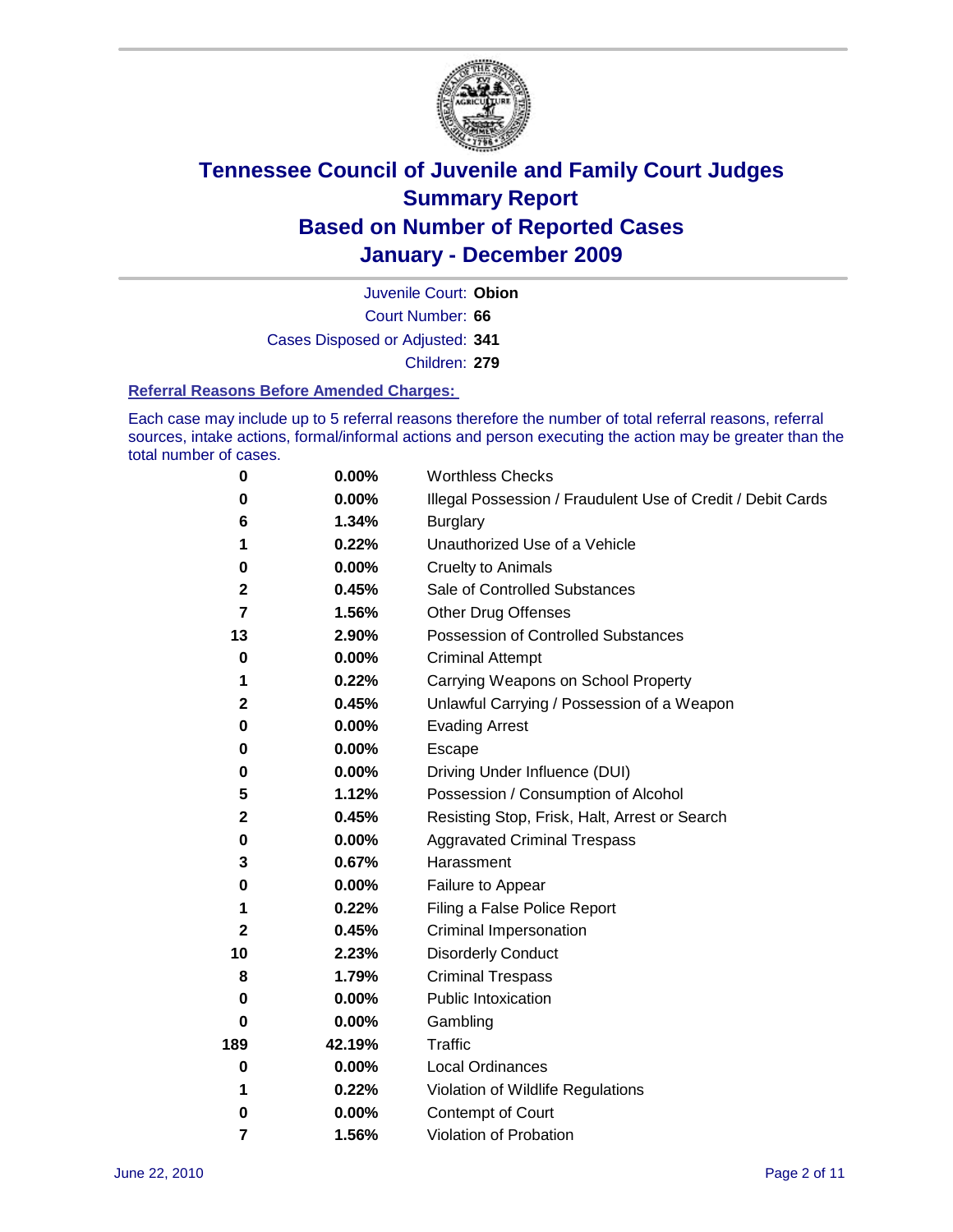# Tennessee Council of Juvenile and Family Court Judges
## Summary Report
## Based on Number of Reported Cases
## January - December 2009

Juvenile Court: **Obion**
Court Number: **66**
Cases Disposed or Adjusted: **341**
Children: **279**

### Referral Reasons Before Amended Charges:

Each case may include up to 5 referral reasons therefore the number of total referral reasons, referral sources, intake actions, formal/informal actions and person executing the action may be greater than the total number of cases.

| Count | Percent | Reason |
|---|---|---|
| 0 | 0.00% | Worthless Checks |
| 0 | 0.00% | Illegal Possession / Fraudulent Use of Credit / Debit Cards |
| 6 | 1.34% | Burglary |
| 1 | 0.22% | Unauthorized Use of a Vehicle |
| 0 | 0.00% | Cruelty to Animals |
| 2 | 0.45% | Sale of Controlled Substances |
| 7 | 1.56% | Other Drug Offenses |
| 13 | 2.90% | Possession of Controlled Substances |
| 0 | 0.00% | Criminal Attempt |
| 1 | 0.22% | Carrying Weapons on School Property |
| 2 | 0.45% | Unlawful Carrying / Possession of a Weapon |
| 0 | 0.00% | Evading Arrest |
| 0 | 0.00% | Escape |
| 0 | 0.00% | Driving Under Influence (DUI) |
| 5 | 1.12% | Possession / Consumption of Alcohol |
| 2 | 0.45% | Resisting Stop, Frisk, Halt, Arrest or Search |
| 0 | 0.00% | Aggravated Criminal Trespass |
| 3 | 0.67% | Harassment |
| 0 | 0.00% | Failure to Appear |
| 1 | 0.22% | Filing a False Police Report |
| 2 | 0.45% | Criminal Impersonation |
| 10 | 2.23% | Disorderly Conduct |
| 8 | 1.79% | Criminal Trespass |
| 0 | 0.00% | Public Intoxication |
| 0 | 0.00% | Gambling |
| 189 | 42.19% | Traffic |
| 0 | 0.00% | Local Ordinances |
| 1 | 0.22% | Violation of Wildlife Regulations |
| 0 | 0.00% | Contempt of Court |
| 7 | 1.56% | Violation of Probation |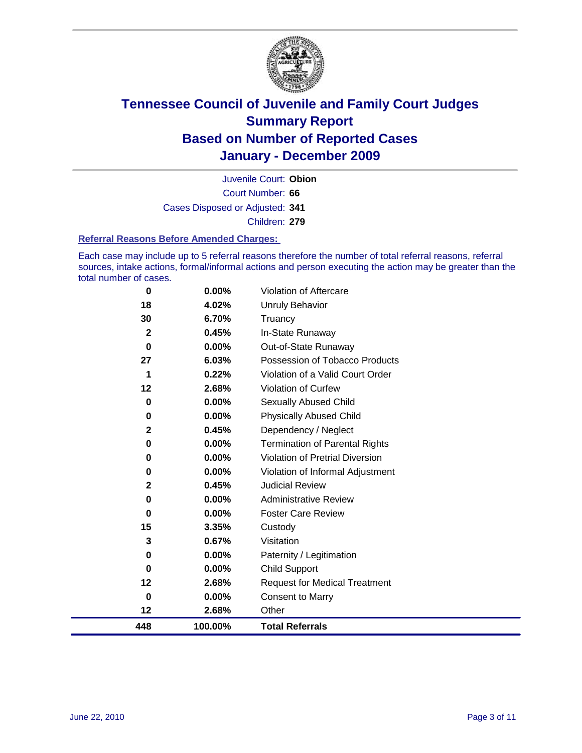# Tennessee Council of Juvenile and Family Court Judges
# Summary Report
# Based on Number of Reported Cases
# January - December 2009

Juvenile Court: **Obion**

Court Number: **66**

Cases Disposed or Adjusted: **341**

Children: **279**

### Referral Reasons Before Amended Charges:

Each case may include up to 5 referral reasons therefore the number of total referral reasons, referral sources, intake actions, formal/informal actions and person executing the action may be greater than the total number of cases.

| Count | Percent | Referral Reason |
|---|---|---|
| 0 | 0.00% | Violation of Aftercare |
| 18 | 4.02% | Unruly Behavior |
| 30 | 6.70% | Truancy |
| 2 | 0.45% | In-State Runaway |
| 0 | 0.00% | Out-of-State Runaway |
| 27 | 6.03% | Possession of Tobacco Products |
| 1 | 0.22% | Violation of a Valid Court Order |
| 12 | 2.68% | Violation of Curfew |
| 0 | 0.00% | Sexually Abused Child |
| 0 | 0.00% | Physically Abused Child |
| 2 | 0.45% | Dependency / Neglect |
| 0 | 0.00% | Termination of Parental Rights |
| 0 | 0.00% | Violation of Pretrial Diversion |
| 0 | 0.00% | Violation of Informal Adjustment |
| 2 | 0.45% | Judicial Review |
| 0 | 0.00% | Administrative Review |
| 0 | 0.00% | Foster Care Review |
| 15 | 3.35% | Custody |
| 3 | 0.67% | Visitation |
| 0 | 0.00% | Paternity / Legitimation |
| 0 | 0.00% | Child Support |
| 12 | 2.68% | Request for Medical Treatment |
| 0 | 0.00% | Consent to Marry |
| 12 | 2.68% | Other |
| **448** | **100.00%** | **Total Referrals** |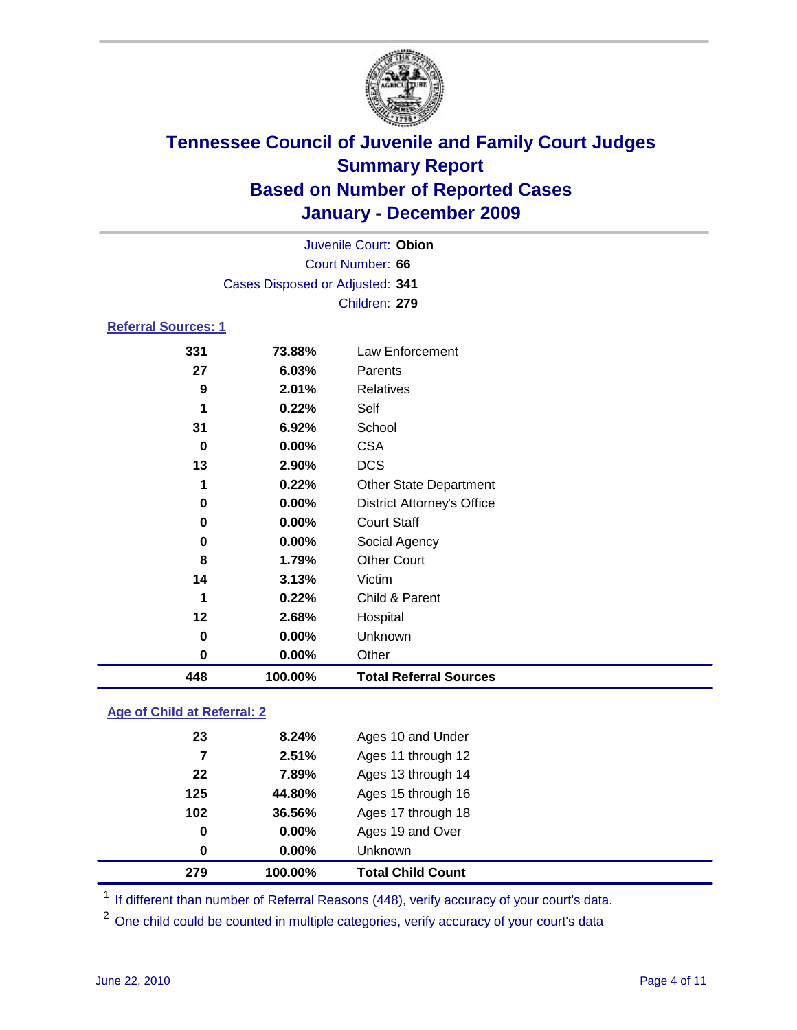# Tennessee Council of Juvenile and Family Court Judges
## Summary Report
## Based on Number of Reported Cases
## January - December 2009

Juvenile Court: **Obion**

Court Number: **66**

Cases Disposed or Adjusted: **341**

Children: **279**

### Referral Sources: 1

| | | |
|---|---|---|
| 331 | 73.88% | Law Enforcement |
| 27 | 6.03% | Parents |
| 9 | 2.01% | Relatives |
| 1 | 0.22% | Self |
| 31 | 6.92% | School |
| 0 | 0.00% | CSA |
| 13 | 2.90% | DCS |
| 1 | 0.22% | Other State Department |
| 0 | 0.00% | District Attorney's Office |
| 0 | 0.00% | Court Staff |
| 0 | 0.00% | Social Agency |
| 8 | 1.79% | Other Court |
| 14 | 3.13% | Victim |
| 1 | 0.22% | Child & Parent |
| 12 | 2.68% | Hospital |
| 0 | 0.00% | Unknown |
| 0 | 0.00% | Other |
| **448** | **100.00%** | **Total Referral Sources** |

### Age of Child at Referral: 2

| | | |
|---|---|---|
| 23 | 8.24% | Ages 10 and Under |
| 7 | 2.51% | Ages 11 through 12 |
| 22 | 7.89% | Ages 13 through 14 |
| 125 | 44.80% | Ages 15 through 16 |
| 102 | 36.56% | Ages 17 through 18 |
| 0 | 0.00% | Ages 19 and Over |
| 0 | 0.00% | Unknown |
| **279** | **100.00%** | **Total Child Count** |

[1] If different than number of Referral Reasons (448), verify accuracy of your court's data.

[2] One child could be counted in multiple categories, verify accuracy of your court's data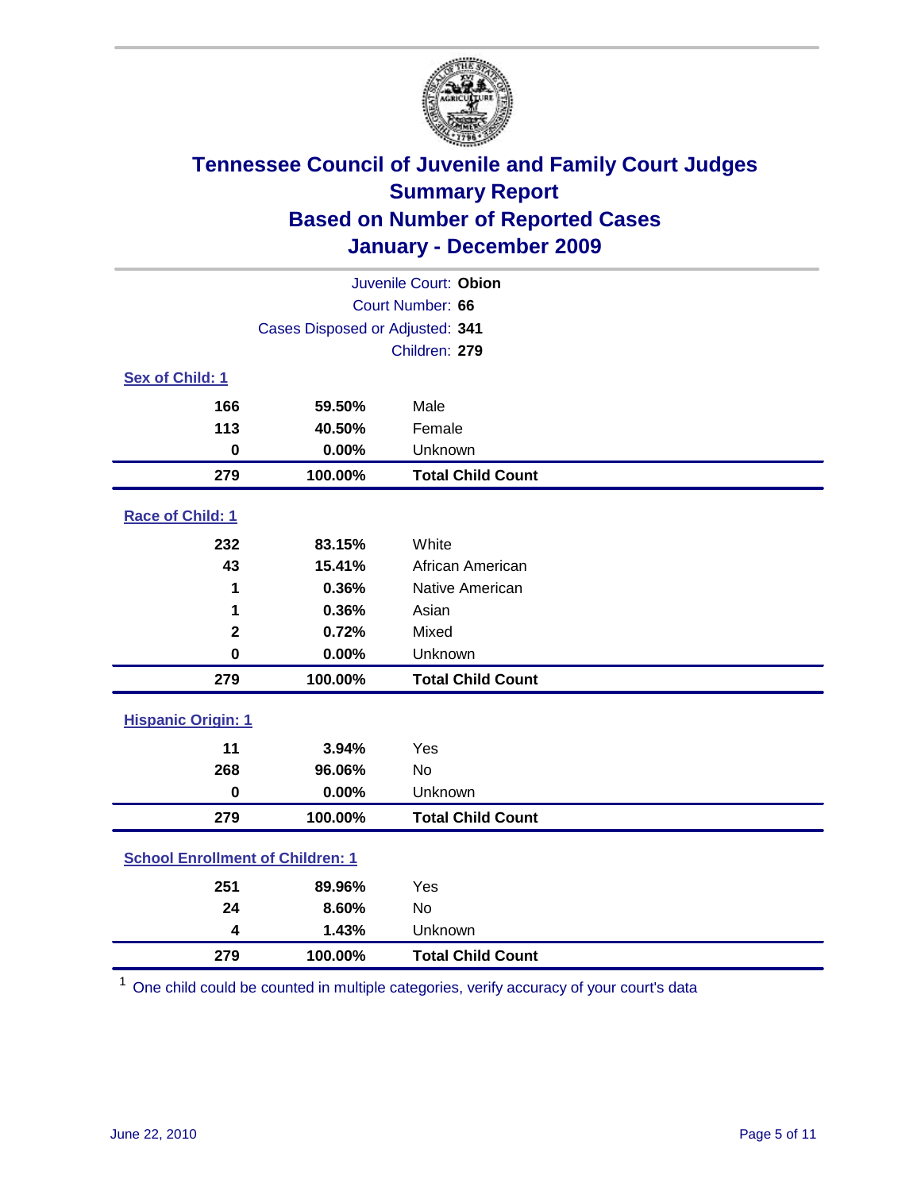# Tennessee Council of Juvenile and Family Court Judges
## Summary Report
## Based on Number of Reported Cases
## January - December 2009

Juvenile Court: **Obion**

Court Number: **66**

Cases Disposed or Adjusted: **341**

Children: **279**

### Sex of Child: 1

| | | |
|---|---|---|
| 166 | 59.50% | Male |
| 113 | 40.50% | Female |
| 0 | 0.00% | Unknown |
| **279** | **100.00%** | **Total Child Count** |

### Race of Child: 1

| | | |
|---|---|---|
| 232 | 83.15% | White |
| 43 | 15.41% | African American |
| 1 | 0.36% | Native American |
| 1 | 0.36% | Asian |
| 2 | 0.72% | Mixed |
| 0 | 0.00% | Unknown |
| **279** | **100.00%** | **Total Child Count** |

### Hispanic Origin: 1

| | | |
|---|---|---|
| 11 | 3.94% | Yes |
| 268 | 96.06% | No |
| 0 | 0.00% | Unknown |
| **279** | **100.00%** | **Total Child Count** |

### School Enrollment of Children: 1

| | | |
|---|---|---|
| 251 | 89.96% | Yes |
| 24 | 8.60% | No |
| 4 | 1.43% | Unknown |
| **279** | **100.00%** | **Total Child Count** |

[1] One child could be counted in multiple categories, verify accuracy of your court's data

June 22, 2010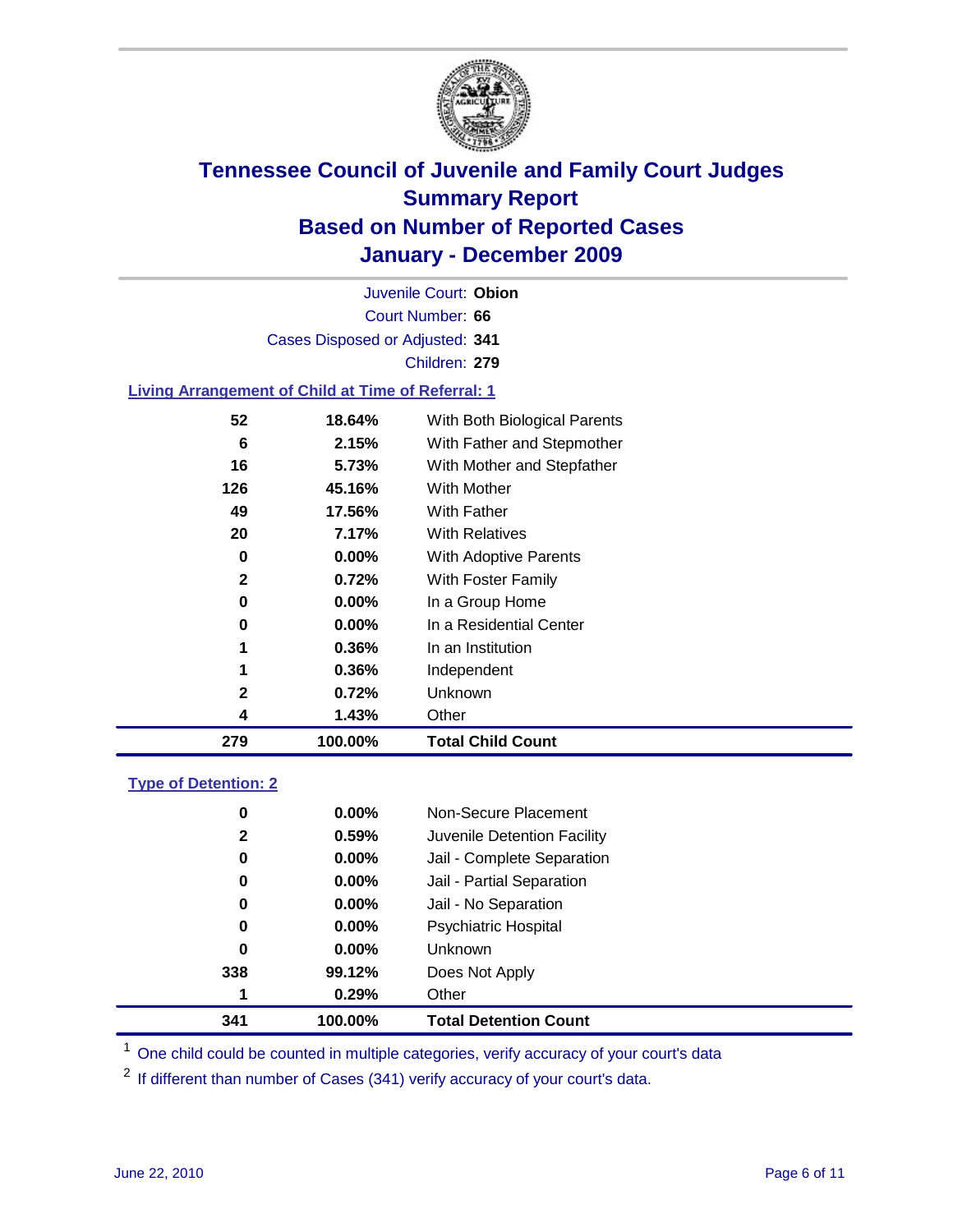# Tennessee Council of Juvenile and Family Court Judges
## Summary Report
## Based on Number of Reported Cases
## January - December 2009

Juvenile Court: **Obion**

Court Number: **66**

Cases Disposed or Adjusted: **341**

Children: **279**

### Living Arrangement of Child at Time of Referral: 1

| Count | Percent | Category |
|---|---|---|
| 52 | 18.64% | With Both Biological Parents |
| 6 | 2.15% | With Father and Stepmother |
| 16 | 5.73% | With Mother and Stepfather |
| 126 | 45.16% | With Mother |
| 49 | 17.56% | With Father |
| 20 | 7.17% | With Relatives |
| 0 | 0.00% | With Adoptive Parents |
| 2 | 0.72% | With Foster Family |
| 0 | 0.00% | In a Group Home |
| 0 | 0.00% | In a Residential Center |
| 1 | 0.36% | In an Institution |
| 1 | 0.36% | Independent |
| 2 | 0.72% | Unknown |
| 4 | 1.43% | Other |
| **279** | **100.00%** | **Total Child Count** |

### Type of Detention: 2

| Count | Percent | Category |
|---|---|---|
| 0 | 0.00% | Non-Secure Placement |
| 2 | 0.59% | Juvenile Detention Facility |
| 0 | 0.00% | Jail - Complete Separation |
| 0 | 0.00% | Jail - Partial Separation |
| 0 | 0.00% | Jail - No Separation |
| 0 | 0.00% | Psychiatric Hospital |
| 0 | 0.00% | Unknown |
| 338 | 99.12% | Does Not Apply |
| 1 | 0.29% | Other |
| **341** | **100.00%** | **Total Detention Count** |

[1] One child could be counted in multiple categories, verify accuracy of your court's data

[2] If different than number of Cases (341) verify accuracy of your court's data.

June 22, 2010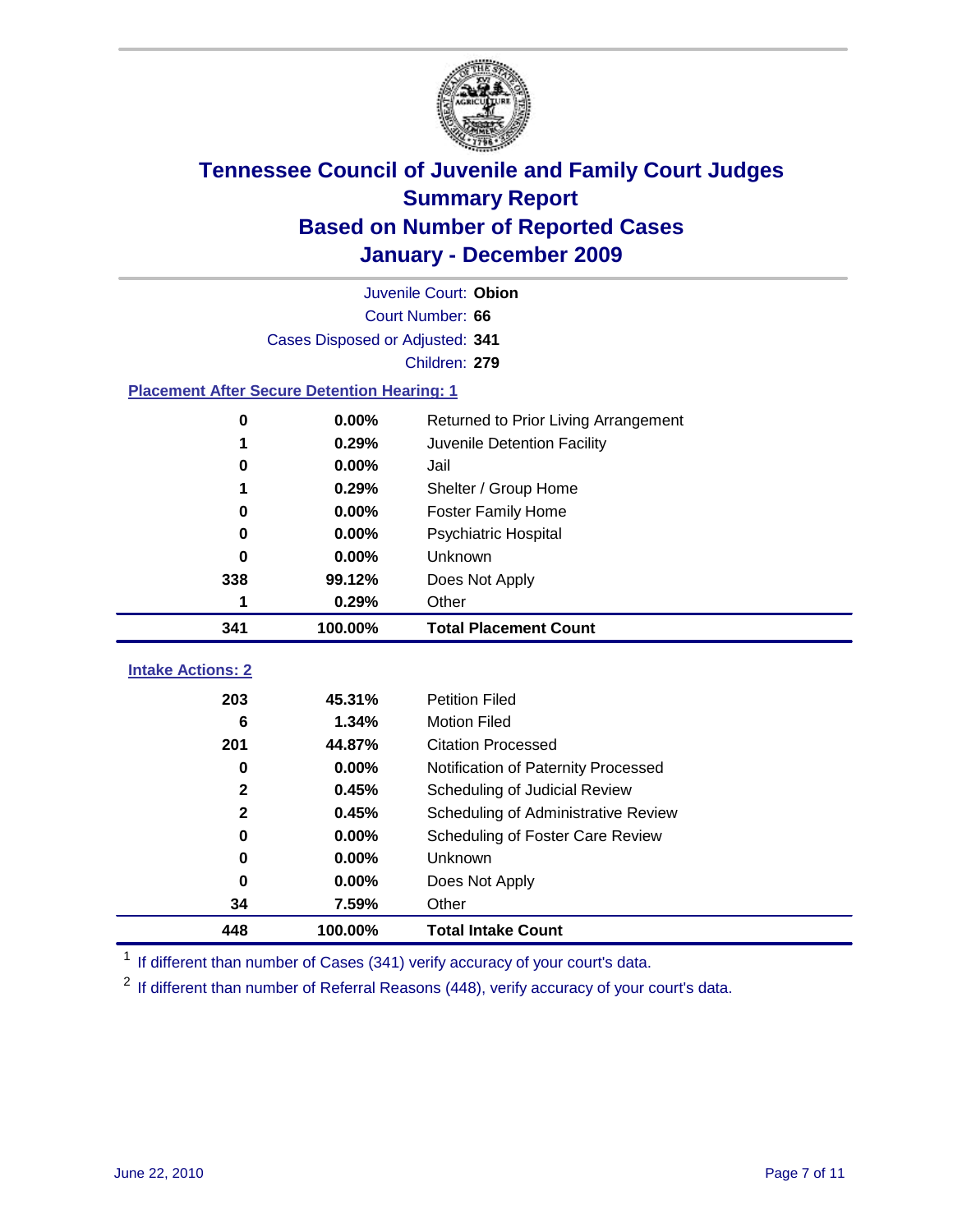# Tennessee Council of Juvenile and Family Court Judges
## Summary Report
## Based on Number of Reported Cases
## January - December 2009

Juvenile Court: **Obion**
Court Number: **66**
Cases Disposed or Adjusted: **341**
Children: **279**

### Placement After Secure Detention Hearing: 1

| Count | Percent | Placement |
|---|---|---|
| 0 | 0.00% | Returned to Prior Living Arrangement |
| 1 | 0.29% | Juvenile Detention Facility |
| 0 | 0.00% | Jail |
| 1 | 0.29% | Shelter / Group Home |
| 0 | 0.00% | Foster Family Home |
| 0 | 0.00% | Psychiatric Hospital |
| 0 | 0.00% | Unknown |
| 338 | 99.12% | Does Not Apply |
| 1 | 0.29% | Other |
| **341** | **100.00%** | **Total Placement Count** |

### Intake Actions: 2

| Count | Percent | Intake Action |
|---|---|---|
| 203 | 45.31% | Petition Filed |
| 6 | 1.34% | Motion Filed |
| 201 | 44.87% | Citation Processed |
| 0 | 0.00% | Notification of Paternity Processed |
| 2 | 0.45% | Scheduling of Judicial Review |
| 2 | 0.45% | Scheduling of Administrative Review |
| 0 | 0.00% | Scheduling of Foster Care Review |
| 0 | 0.00% | Unknown |
| 0 | 0.00% | Does Not Apply |
| 34 | 7.59% | Other |
| **448** | **100.00%** | **Total Intake Count** |

[1] If different than number of Cases (341) verify accuracy of your court's data.

[2] If different than number of Referral Reasons (448), verify accuracy of your court's data.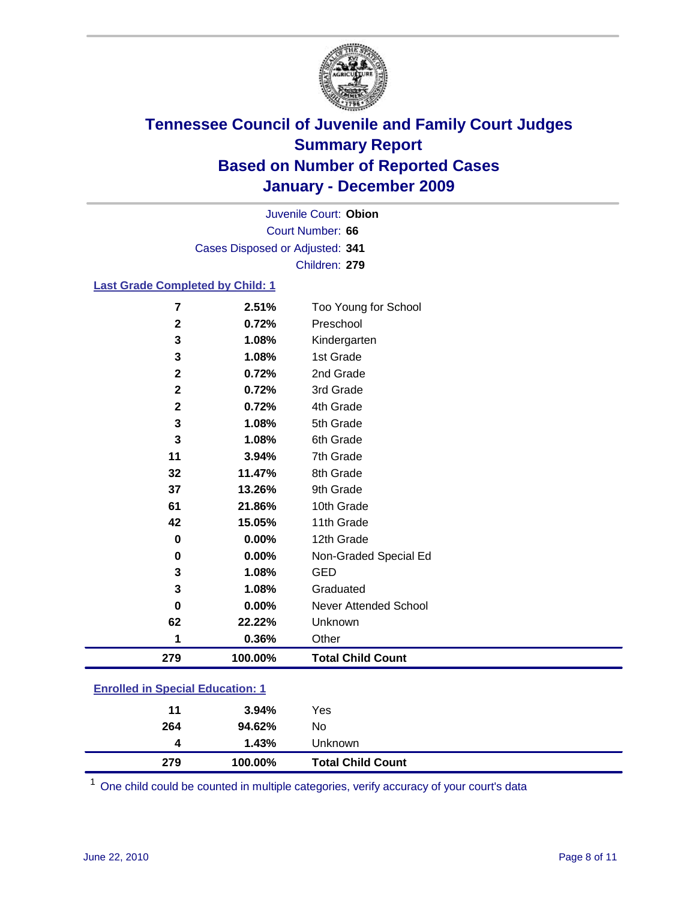# Tennessee Council of Juvenile and Family Court Judges
## Summary Report
## Based on Number of Reported Cases
## January - December 2009

Juvenile Court: **Obion**
Court Number: **66**
Cases Disposed or Adjusted: **341**
Children: **279**

### Last Grade Completed by Child: 1

| Count | Percent | Category |
|---|---|---|
| 7 | 2.51% | Too Young for School |
| 2 | 0.72% | Preschool |
| 3 | 1.08% | Kindergarten |
| 3 | 1.08% | 1st Grade |
| 2 | 0.72% | 2nd Grade |
| 2 | 0.72% | 3rd Grade |
| 2 | 0.72% | 4th Grade |
| 3 | 1.08% | 5th Grade |
| 3 | 1.08% | 6th Grade |
| 11 | 3.94% | 7th Grade |
| 32 | 11.47% | 8th Grade |
| 37 | 13.26% | 9th Grade |
| 61 | 21.86% | 10th Grade |
| 42 | 15.05% | 11th Grade |
| 0 | 0.00% | 12th Grade |
| 0 | 0.00% | Non-Graded Special Ed |
| 3 | 1.08% | GED |
| 3 | 1.08% | Graduated |
| 0 | 0.00% | Never Attended School |
| 62 | 22.22% | Unknown |
| 1 | 0.36% | Other |
| **279** | **100.00%** | **Total Child Count** |

### Enrolled in Special Education: 1

| Count | Percent | Category |
|---|---|---|
| 11 | 3.94% | Yes |
| 264 | 94.62% | No |
| 4 | 1.43% | Unknown |
| **279** | **100.00%** | **Total Child Count** |

[1] One child could be counted in multiple categories, verify accuracy of your court's data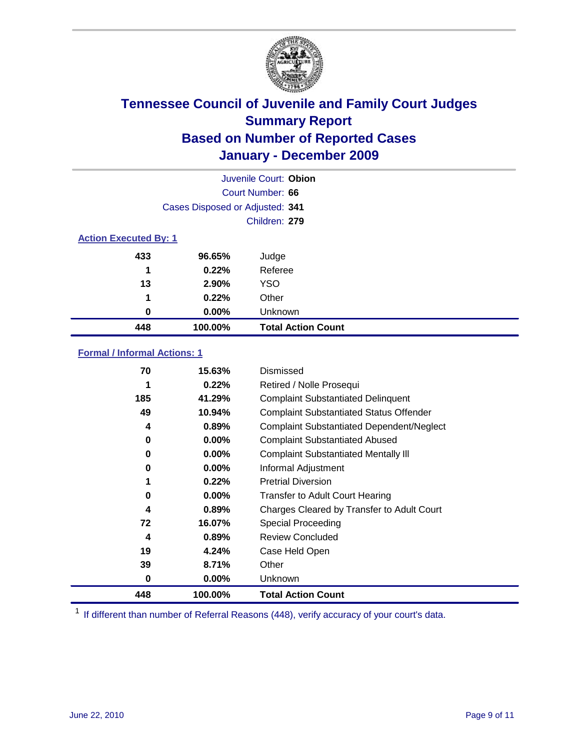# Tennessee Council of Juvenile and Family Court Judges
## Summary Report
## Based on Number of Reported Cases
## January - December 2009

Juvenile Court: **Obion**

Court Number: **66**

Cases Disposed or Adjusted: **341**

Children: **279**

### Action Executed By: 1

| | | |
|---|---|---|
| 433 | 96.65% | Judge |
| 1 | 0.22% | Referee |
| 13 | 2.90% | YSO |
| 1 | 0.22% | Other |
| 0 | 0.00% | Unknown |
| **448** | **100.00%** | **Total Action Count** |

### Formal / Informal Actions: 1

| | | |
|---|---|---|
| 70 | 15.63% | Dismissed |
| 1 | 0.22% | Retired / Nolle Prosequi |
| 185 | 41.29% | Complaint Substantiated Delinquent |
| 49 | 10.94% | Complaint Substantiated Status Offender |
| 4 | 0.89% | Complaint Substantiated Dependent/Neglect |
| 0 | 0.00% | Complaint Substantiated Abused |
| 0 | 0.00% | Complaint Substantiated Mentally Ill |
| 0 | 0.00% | Informal Adjustment |
| 1 | 0.22% | Pretrial Diversion |
| 0 | 0.00% | Transfer to Adult Court Hearing |
| 4 | 0.89% | Charges Cleared by Transfer to Adult Court |
| 72 | 16.07% | Special Proceeding |
| 4 | 0.89% | Review Concluded |
| 19 | 4.24% | Case Held Open |
| 39 | 8.71% | Other |
| 0 | 0.00% | Unknown |
| **448** | **100.00%** | **Total Action Count** |

[1] If different than number of Referral Reasons (448), verify accuracy of your court's data.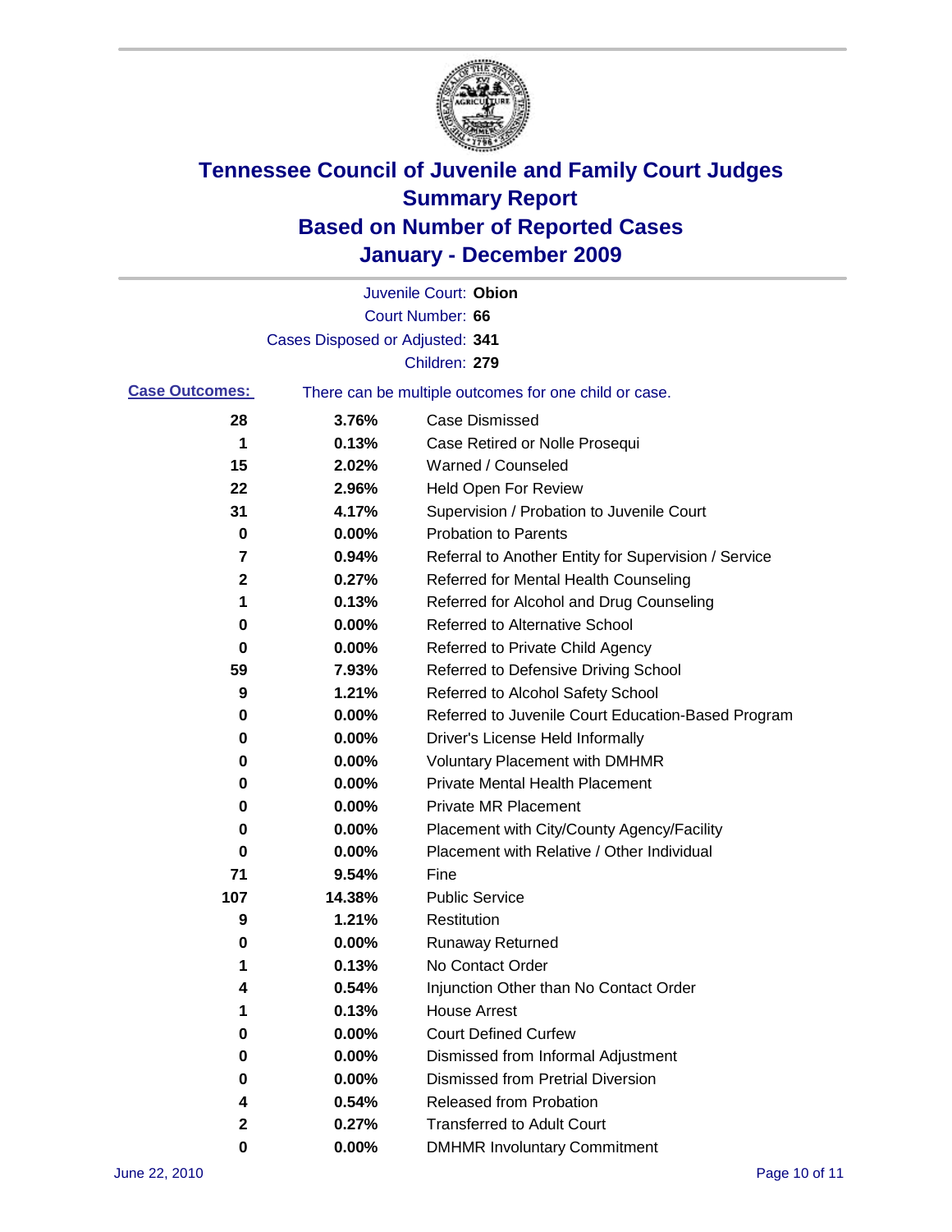# Tennessee Council of Juvenile and Family Court Judges
## Summary Report
## Based on Number of Reported Cases
## January - December 2009

Juvenile Court: **Obion**

Court Number: **66**

Cases Disposed or Adjusted: **341**

Children: **279**

**Case Outcomes:** There can be multiple outcomes for one child or case.

| Count | Percent | Outcome |
|---|---|---|
| 28 | 3.76% | Case Dismissed |
| 1 | 0.13% | Case Retired or Nolle Prosequi |
| 15 | 2.02% | Warned / Counseled |
| 22 | 2.96% | Held Open For Review |
| 31 | 4.17% | Supervision / Probation to Juvenile Court |
| 0 | 0.00% | Probation to Parents |
| 7 | 0.94% | Referral to Another Entity for Supervision / Service |
| 2 | 0.27% | Referred for Mental Health Counseling |
| 1 | 0.13% | Referred for Alcohol and Drug Counseling |
| 0 | 0.00% | Referred to Alternative School |
| 0 | 0.00% | Referred to Private Child Agency |
| 59 | 7.93% | Referred to Defensive Driving School |
| 9 | 1.21% | Referred to Alcohol Safety School |
| 0 | 0.00% | Referred to Juvenile Court Education-Based Program |
| 0 | 0.00% | Driver's License Held Informally |
| 0 | 0.00% | Voluntary Placement with DMHMR |
| 0 | 0.00% | Private Mental Health Placement |
| 0 | 0.00% | Private MR Placement |
| 0 | 0.00% | Placement with City/County Agency/Facility |
| 0 | 0.00% | Placement with Relative / Other Individual |
| 71 | 9.54% | Fine |
| 107 | 14.38% | Public Service |
| 9 | 1.21% | Restitution |
| 0 | 0.00% | Runaway Returned |
| 1 | 0.13% | No Contact Order |
| 4 | 0.54% | Injunction Other than No Contact Order |
| 1 | 0.13% | House Arrest |
| 0 | 0.00% | Court Defined Curfew |
| 0 | 0.00% | Dismissed from Informal Adjustment |
| 0 | 0.00% | Dismissed from Pretrial Diversion |
| 4 | 0.54% | Released from Probation |
| 2 | 0.27% | Transferred to Adult Court |
| 0 | 0.00% | DMHMR Involuntary Commitment |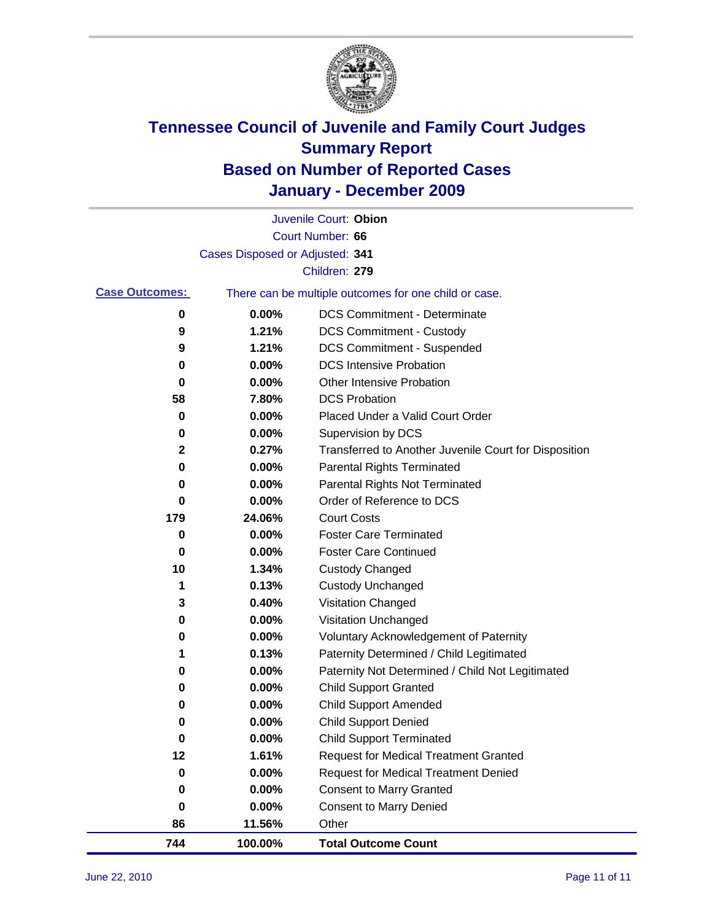# Tennessee Council of Juvenile and Family Court Judges
## Summary Report
## Based on Number of Reported Cases
## January - December 2009

Juvenile Court: **Obion**

Court Number: **66**

Cases Disposed or Adjusted: **341**

Children: **279**

**Case Outcomes:** There can be multiple outcomes for one child or case.

| | | |
|---|---|---|
| 0 | 0.00% | DCS Commitment - Determinate |
| 9 | 1.21% | DCS Commitment - Custody |
| 9 | 1.21% | DCS Commitment - Suspended |
| 0 | 0.00% | DCS Intensive Probation |
| 0 | 0.00% | Other Intensive Probation |
| 58 | 7.80% | DCS Probation |
| 0 | 0.00% | Placed Under a Valid Court Order |
| 0 | 0.00% | Supervision by DCS |
| 2 | 0.27% | Transferred to Another Juvenile Court for Disposition |
| 0 | 0.00% | Parental Rights Terminated |
| 0 | 0.00% | Parental Rights Not Terminated |
| 0 | 0.00% | Order of Reference to DCS |
| 179 | 24.06% | Court Costs |
| 0 | 0.00% | Foster Care Terminated |
| 0 | 0.00% | Foster Care Continued |
| 10 | 1.34% | Custody Changed |
| 1 | 0.13% | Custody Unchanged |
| 3 | 0.40% | Visitation Changed |
| 0 | 0.00% | Visitation Unchanged |
| 0 | 0.00% | Voluntary Acknowledgement of Paternity |
| 1 | 0.13% | Paternity Determined / Child Legitimated |
| 0 | 0.00% | Paternity Not Determined / Child Not Legitimated |
| 0 | 0.00% | Child Support Granted |
| 0 | 0.00% | Child Support Amended |
| 0 | 0.00% | Child Support Denied |
| 0 | 0.00% | Child Support Terminated |
| 12 | 1.61% | Request for Medical Treatment Granted |
| 0 | 0.00% | Request for Medical Treatment Denied |
| 0 | 0.00% | Consent to Marry Granted |
| 0 | 0.00% | Consent to Marry Denied |
| 86 | 11.56% | Other |
| **744** | **100.00%** | **Total Outcome Count** |

June 22, 2010